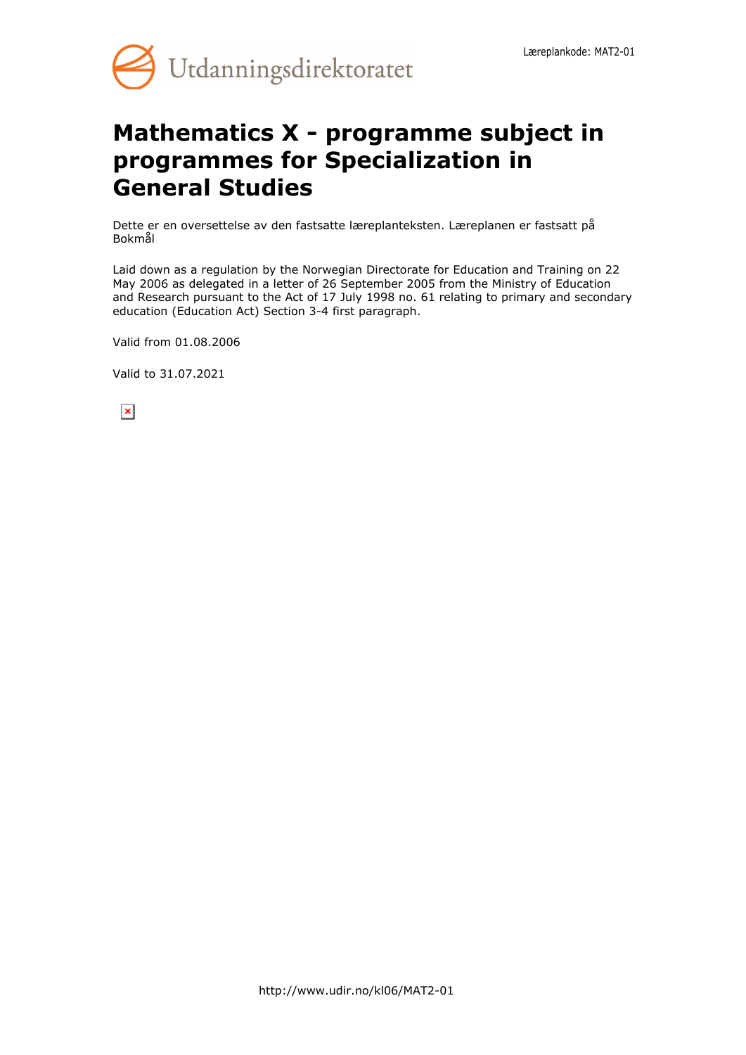Læreplankode: MAT2-01

# Mathematics X - programme subject in programmes for Specialization in General Studies

Dette er en oversettelse av den fastsatte læreplanteksten. Læreplanen er fastsatt på Bokmål

Laid down as a regulation by the Norwegian Directorate for Education and Training on 22 May 2006 as delegated in a letter of 26 September 2005 from the Ministry of Education and Research pursuant to the Act of 17 July 1998 no. 61 relating to primary and secondary education (Education Act) Section 3-4 first paragraph.

Valid from 01.08.2006

Valid to 31.07.2021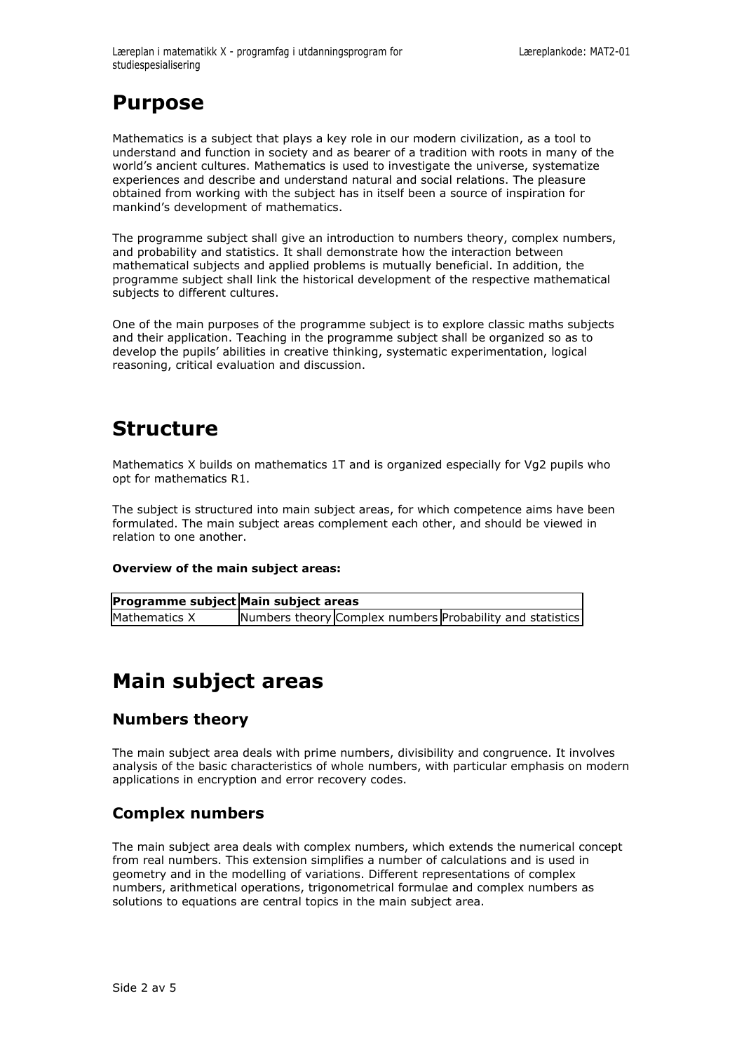# Purpose

Mathematics is a subject that plays a key role in our modern civilization, as a tool to understand and function in society and as bearer of a tradition with roots in many of the world's ancient cultures. Mathematics is used to investigate the universe, systematize experiences and describe and understand natural and social relations. The pleasure obtained from working with the subject has in itself been a source of inspiration for mankind's development of mathematics.

The programme subject shall give an introduction to numbers theory, complex numbers, and probability and statistics. It shall demonstrate how the interaction between mathematical subjects and applied problems is mutually beneficial. In addition, the programme subject shall link the historical development of the respective mathematical subjects to different cultures.

One of the main purposes of the programme subject is to explore classic maths subjects and their application. Teaching in the programme subject shall be organized so as to develop the pupils' abilities in creative thinking, systematic experimentation, logical reasoning, critical evaluation and discussion.

# Structure

Mathematics X builds on mathematics 1T and is organized especially for Vg2 pupils who opt for mathematics R1.

The subject is structured into main subject areas, for which competence aims have been formulated. The main subject areas complement each other, and should be viewed in relation to one another.

**Overview of the main subject areas:**

| **Programme subject** | **Main subject areas** | | |
|---|---|---|---|
| Mathematics X | Numbers theory | Complex numbers | Probability and statistics |

# Main subject areas

## Numbers theory

The main subject area deals with prime numbers, divisibility and congruence. It involves analysis of the basic characteristics of whole numbers, with particular emphasis on modern applications in encryption and error recovery codes.

## Complex numbers

The main subject area deals with complex numbers, which extends the numerical concept from real numbers. This extension simplifies a number of calculations and is used in geometry and in the modelling of variations. Different representations of complex numbers, arithmetical operations, trigonometrical formulae and complex numbers as solutions to equations are central topics in the main subject area.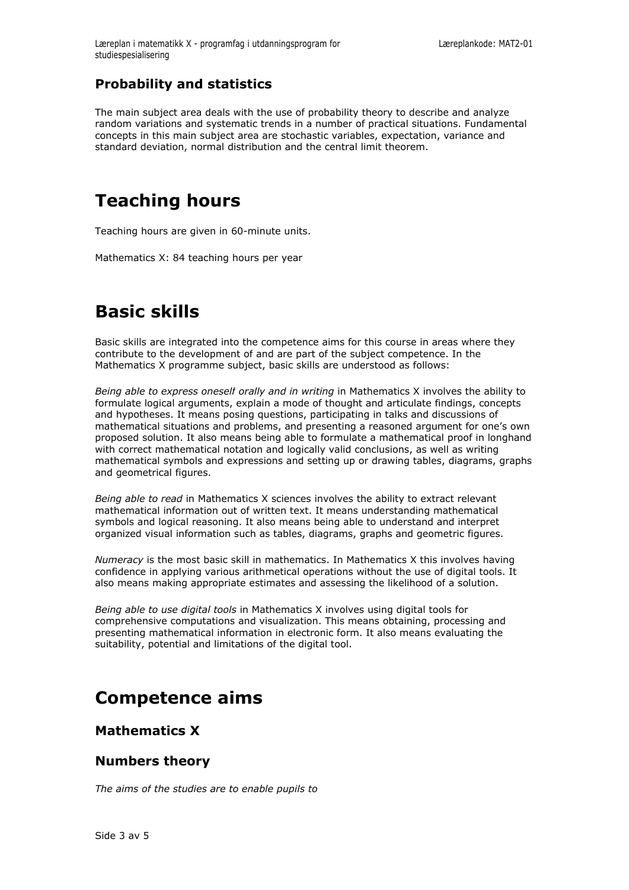### Probability and statistics

The main subject area deals with the use of probability theory to describe and analyze random variations and systematic trends in a number of practical situations. Fundamental concepts in this main subject area are stochastic variables, expectation, variance and standard deviation, normal distribution and the central limit theorem.

# Teaching hours

Teaching hours are given in 60-minute units.

Mathematics X: 84 teaching hours per year

# Basic skills

Basic skills are integrated into the competence aims for this course in areas where they contribute to the development of and are part of the subject competence. In the Mathematics X programme subject, basic skills are understood as follows:

*Being able to express oneself orally and in writing* in Mathematics X involves the ability to formulate logical arguments, explain a mode of thought and articulate findings, concepts and hypotheses. It means posing questions, participating in talks and discussions of mathematical situations and problems, and presenting a reasoned argument for one's own proposed solution. It also means being able to formulate a mathematical proof in longhand with correct mathematical notation and logically valid conclusions, as well as writing mathematical symbols and expressions and setting up or drawing tables, diagrams, graphs and geometrical figures.

*Being able to read* in Mathematics X sciences involves the ability to extract relevant mathematical information out of written text. It means understanding mathematical symbols and logical reasoning. It also means being able to understand and interpret organized visual information such as tables, diagrams, graphs and geometric figures.

*Numeracy* is the most basic skill in mathematics. In Mathematics X this involves having confidence in applying various arithmetical operations without the use of digital tools. It also means making appropriate estimates and assessing the likelihood of a solution.

*Being able to use digital tools* in Mathematics X involves using digital tools for comprehensive computations and visualization. This means obtaining, processing and presenting mathematical information in electronic form. It also means evaluating the suitability, potential and limitations of the digital tool.

# Competence aims

### Mathematics X

### Numbers theory

*The aims of the studies are to enable pupils to*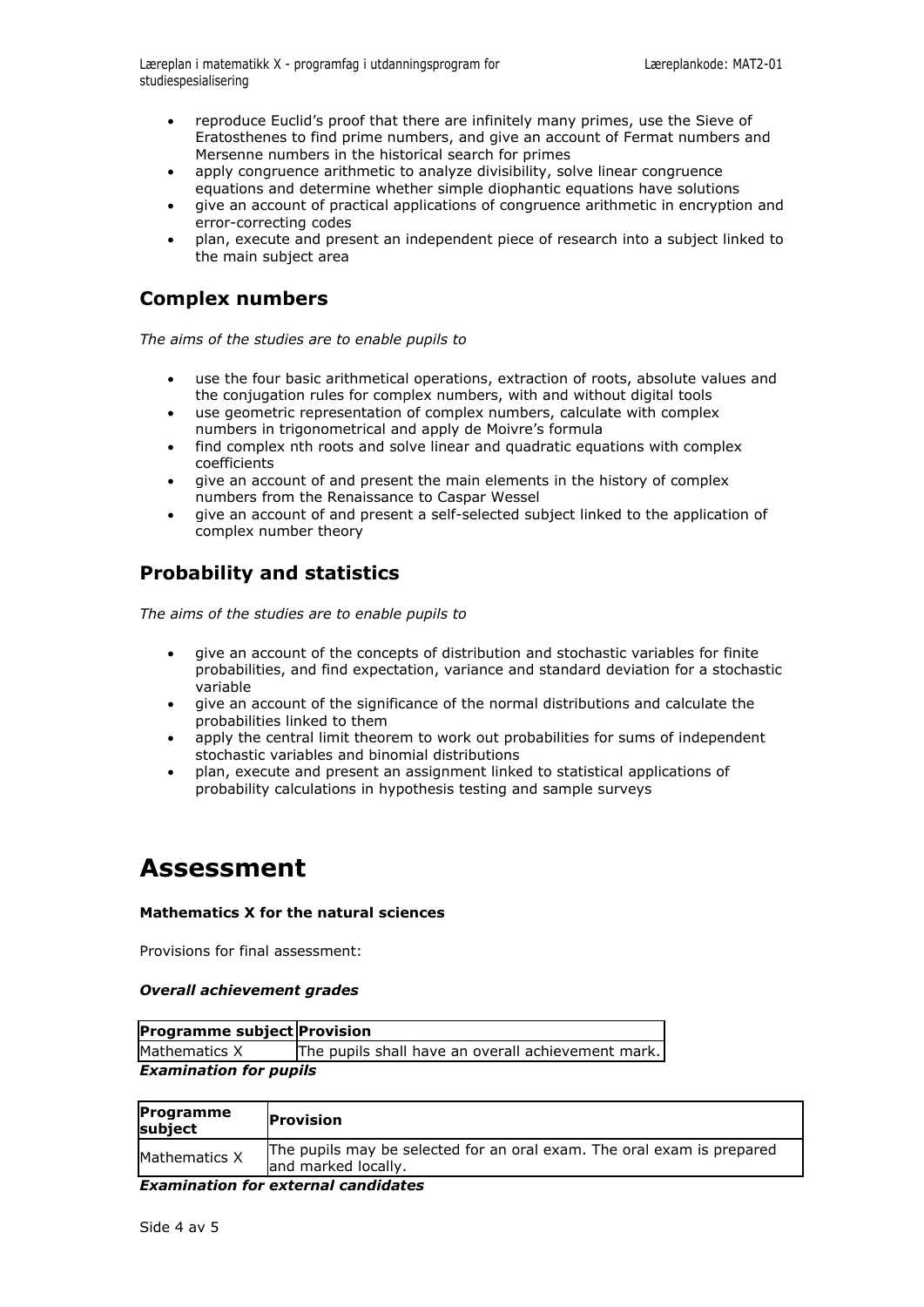- reproduce Euclid's proof that there are infinitely many primes, use the Sieve of Eratosthenes to find prime numbers, and give an account of Fermat numbers and Mersenne numbers in the historical search for primes
- apply congruence arithmetic to analyze divisibility, solve linear congruence equations and determine whether simple diophantic equations have solutions
- give an account of practical applications of congruence arithmetic in encryption and error-correcting codes
- plan, execute and present an independent piece of research into a subject linked to the main subject area

## Complex numbers

*The aims of the studies are to enable pupils to*

- use the four basic arithmetical operations, extraction of roots, absolute values and the conjugation rules for complex numbers, with and without digital tools
- use geometric representation of complex numbers, calculate with complex numbers in trigonometrical and apply de Moivre's formula
- find complex nth roots and solve linear and quadratic equations with complex coefficients
- give an account of and present the main elements in the history of complex numbers from the Renaissance to Caspar Wessel
- give an account of and present a self-selected subject linked to the application of complex number theory

## Probability and statistics

*The aims of the studies are to enable pupils to*

- give an account of the concepts of distribution and stochastic variables for finite probabilities, and find expectation, variance and standard deviation for a stochastic variable
- give an account of the significance of the normal distributions and calculate the probabilities linked to them
- apply the central limit theorem to work out probabilities for sums of independent stochastic variables and binomial distributions
- plan, execute and present an assignment linked to statistical applications of probability calculations in hypothesis testing and sample surveys

# Assessment

**Mathematics X for the natural sciences**

Provisions for final assessment:

***Overall achievement grades***

| Programme subject | Provision |
|---|---|
| Mathematics X | The pupils shall have an overall achievement mark. |

***Examination for pupils***

| Programme subject | Provision |
|---|---|
| Mathematics X | The pupils may be selected for an oral exam. The oral exam is prepared and marked locally. |

***Examination for external candidates***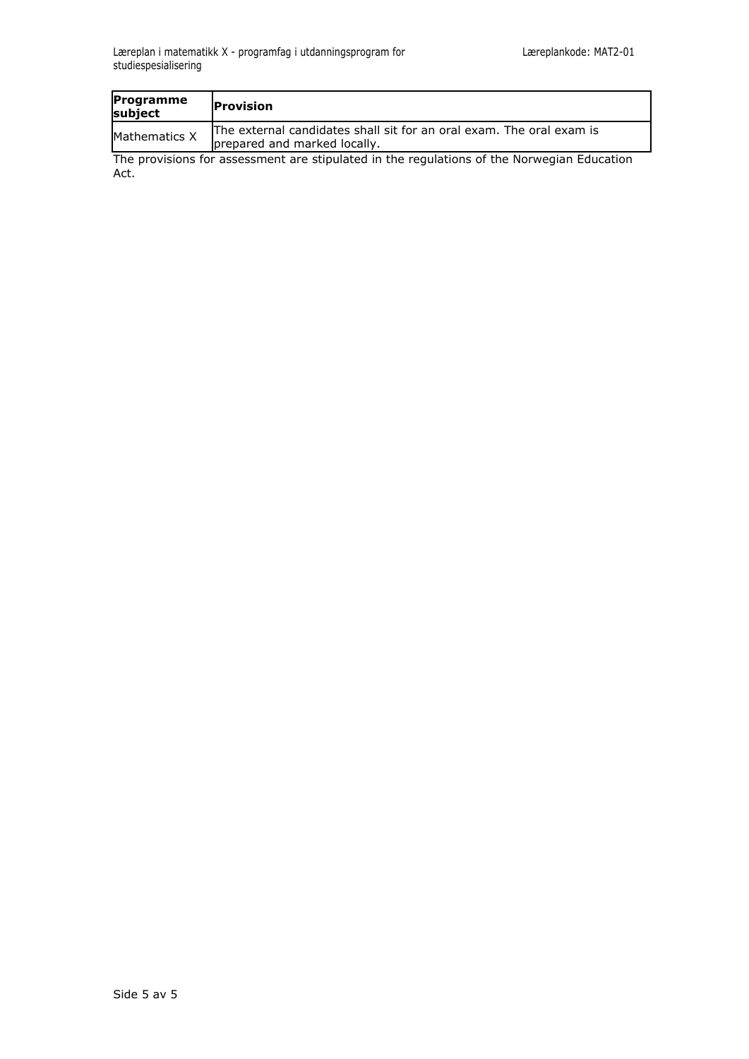| Programme subject | Provision |
| --- | --- |
| Mathematics X | The external candidates shall sit for an oral exam. The oral exam is prepared and marked locally. |

The provisions for assessment are stipulated in the regulations of the Norwegian Education Act.